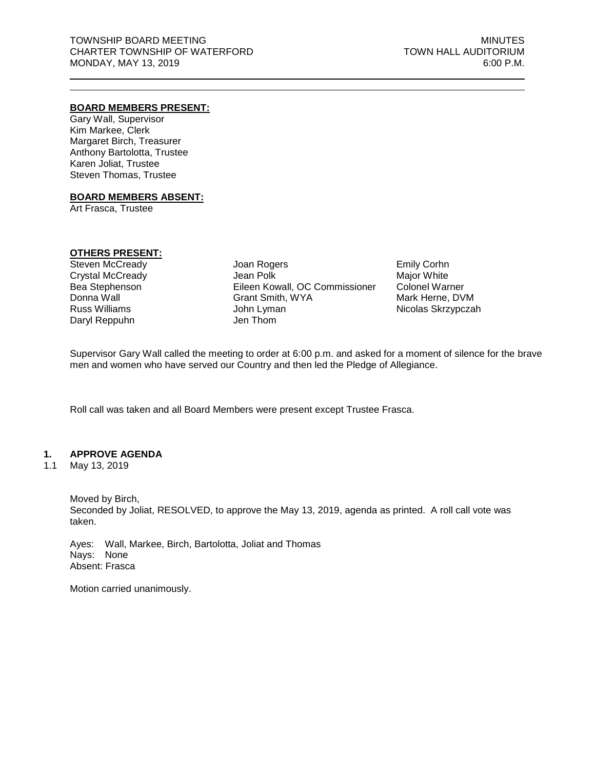TOWNSHIP BOARD MEETING
CHARTER TOWNSHIP OF WATERFORD
MONDAY, MAY 13, 2019

MINUTES
TOWN HALL AUDITORIUM
6:00 P.M.

---

**BOARD MEMBERS PRESENT:**

Gary Wall, Supervisor
Kim Markee, Clerk
Margaret Birch, Treasurer
Anthony Bartolotta, Trustee
Karen Joliat, Trustee
Steven Thomas, Trustee

**BOARD MEMBERS ABSENT:**

Art Frasca, Trustee

**OTHERS PRESENT:**

Steven McCready
Crystal McCready
Bea Stephenson
Donna Wall
Russ Williams
Daryl Reppuhn
Joan Rogers
Jean Polk
Eileen Kowall, OC Commissioner
Grant Smith, WYA
John Lyman
Jen Thom
Emily Corhn
Major White
Colonel Warner
Mark Herne, DVM
Nicolas Skrzypczah

Supervisor Gary Wall called the meeting to order at 6:00 p.m. and asked for a moment of silence for the brave men and women who have served our Country and then led the Pledge of Allegiance.

Roll call was taken and all Board Members were present except Trustee Frasca.

## 1. APPROVE AGENDA

1.1 May 13, 2019

Moved by Birch,
Seconded by Joliat, RESOLVED, to approve the May 13, 2019, agenda as printed. A roll call vote was taken.

Ayes: Wall, Markee, Birch, Bartolotta, Joliat and Thomas
Nays: None
Absent: Frasca

Motion carried unanimously.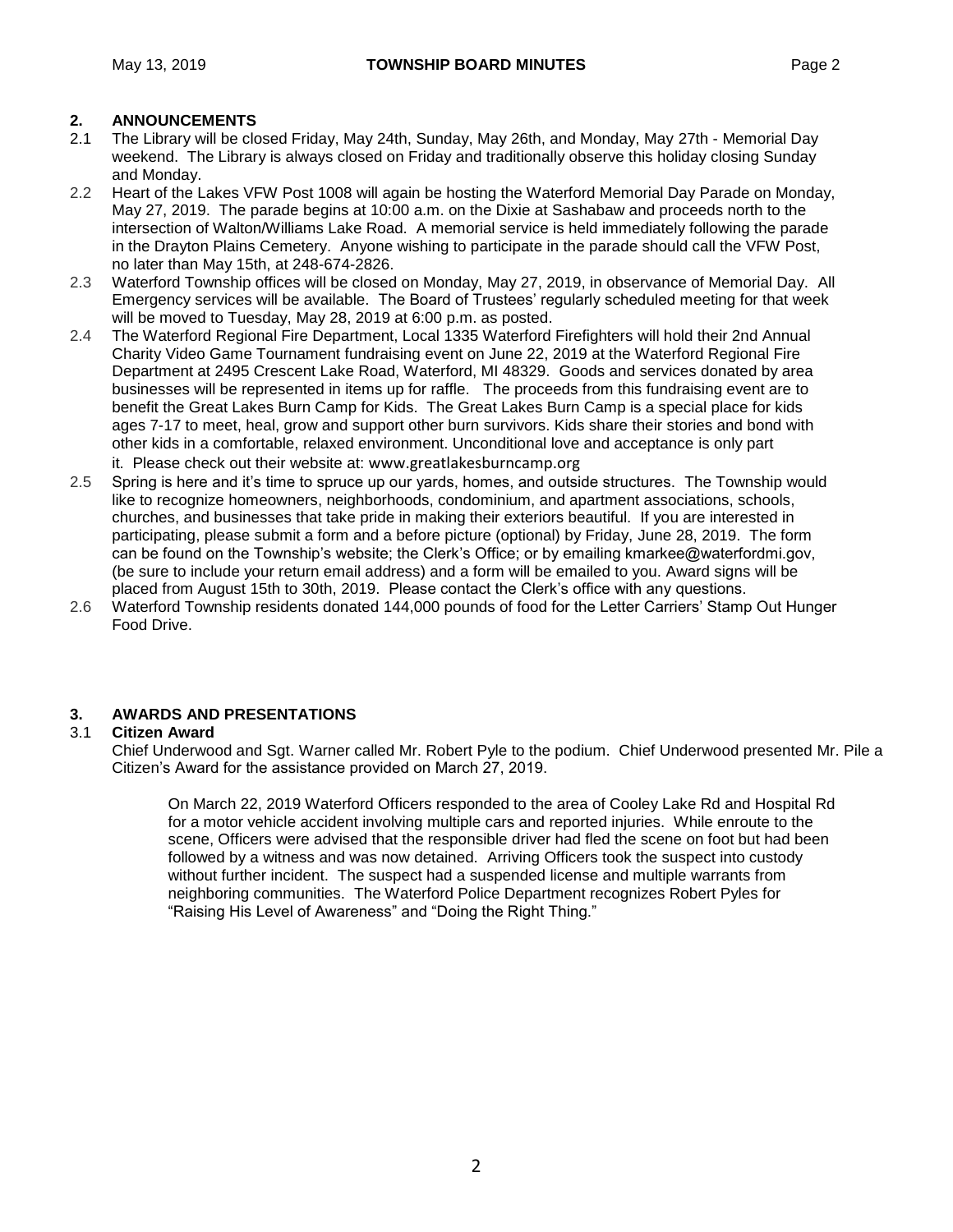## 2. ANNOUNCEMENTS

2.1 The Library will be closed Friday, May 24th, Sunday, May 26th, and Monday, May 27th - Memorial Day weekend. The Library is always closed on Friday and traditionally observe this holiday closing Sunday and Monday.

2.2 Heart of the Lakes VFW Post 1008 will again be hosting the Waterford Memorial Day Parade on Monday, May 27, 2019. The parade begins at 10:00 a.m. on the Dixie at Sashabaw and proceeds north to the intersection of Walton/Williams Lake Road. A memorial service is held immediately following the parade in the Drayton Plains Cemetery. Anyone wishing to participate in the parade should call the VFW Post, no later than May 15th, at 248-674-2826.

2.3 Waterford Township offices will be closed on Monday, May 27, 2019, in observance of Memorial Day. All Emergency services will be available. The Board of Trustees' regularly scheduled meeting for that week will be moved to Tuesday, May 28, 2019 at 6:00 p.m. as posted.

2.4 The Waterford Regional Fire Department, Local 1335 Waterford Firefighters will hold their 2nd Annual Charity Video Game Tournament fundraising event on June 22, 2019 at the Waterford Regional Fire Department at 2495 Crescent Lake Road, Waterford, MI 48329. Goods and services donated by area businesses will be represented in items up for raffle. The proceeds from this fundraising event are to benefit the Great Lakes Burn Camp for Kids. The Great Lakes Burn Camp is a special place for kids ages 7-17 to meet, heal, grow and support other burn survivors. Kids share their stories and bond with other kids in a comfortable, relaxed environment. Unconditional love and acceptance is only part it. Please check out their website at: www.greatlakesburncamp.org

2.5 Spring is here and it's time to spruce up our yards, homes, and outside structures. The Township would like to recognize homeowners, neighborhoods, condominium, and apartment associations, schools, churches, and businesses that take pride in making their exteriors beautiful. If you are interested in participating, please submit a form and a before picture (optional) by Friday, June 28, 2019. The form can be found on the Township's website; the Clerk's Office; or by emailing kmarkee@waterfordmi.gov, (be sure to include your return email address) and a form will be emailed to you. Award signs will be placed from August 15th to 30th, 2019. Please contact the Clerk's office with any questions.

2.6 Waterford Township residents donated 144,000 pounds of food for the Letter Carriers' Stamp Out Hunger Food Drive.

## 3. AWARDS AND PRESENTATIONS

### 3.1 Citizen Award

Chief Underwood and Sgt. Warner called Mr. Robert Pyle to the podium. Chief Underwood presented Mr. Pile a Citizen's Award for the assistance provided on March 27, 2019.

> On March 22, 2019 Waterford Officers responded to the area of Cooley Lake Rd and Hospital Rd for a motor vehicle accident involving multiple cars and reported injuries. While enroute to the scene, Officers were advised that the responsible driver had fled the scene on foot but had been followed by a witness and was now detained. Arriving Officers took the suspect into custody without further incident. The suspect had a suspended license and multiple warrants from neighboring communities. The Waterford Police Department recognizes Robert Pyles for "Raising His Level of Awareness" and "Doing the Right Thing."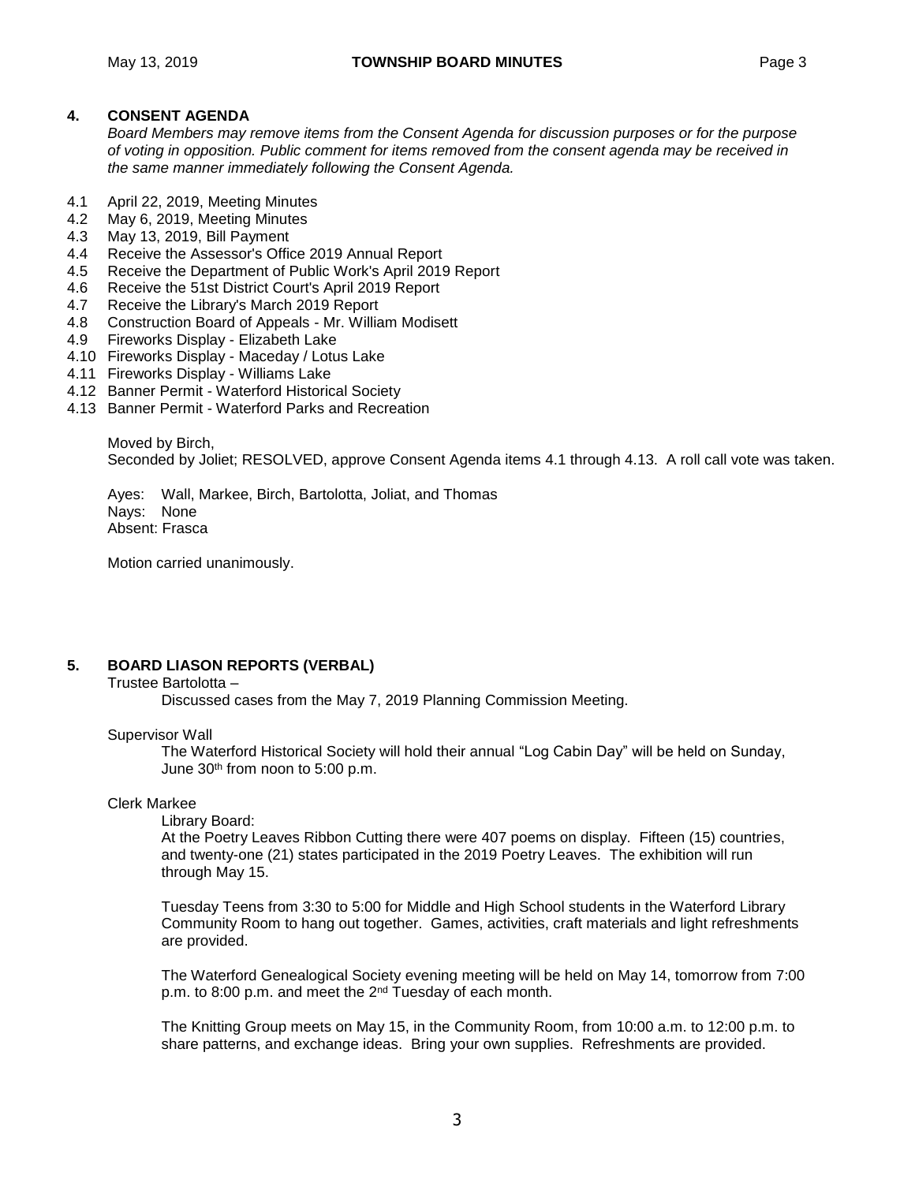## 4. CONSENT AGENDA

*Board Members may remove items from the Consent Agenda for discussion purposes or for the purpose of voting in opposition. Public comment for items removed from the consent agenda may be received in the same manner immediately following the Consent Agenda.*

- 4.1 April 22, 2019, Meeting Minutes
- 4.2 May 6, 2019, Meeting Minutes
- 4.3 May 13, 2019, Bill Payment
- 4.4 Receive the Assessor's Office 2019 Annual Report
- 4.5 Receive the Department of Public Work's April 2019 Report
- 4.6 Receive the 51st District Court's April 2019 Report
- 4.7 Receive the Library's March 2019 Report
- 4.8 Construction Board of Appeals - Mr. William Modisett
- 4.9 Fireworks Display - Elizabeth Lake
- 4.10 Fireworks Display - Maceday / Lotus Lake
- 4.11 Fireworks Display - Williams Lake
- 4.12 Banner Permit - Waterford Historical Society
- 4.13 Banner Permit - Waterford Parks and Recreation

Moved by Birch,
Seconded by Joliet; RESOLVED, approve Consent Agenda items 4.1 through 4.13. A roll call vote was taken.

Ayes: Wall, Markee, Birch, Bartolotta, Joliat, and Thomas
Nays: None
Absent: Frasca

Motion carried unanimously.

## 5. BOARD LIASON REPORTS (VERBAL)

Trustee Bartolotta –

Discussed cases from the May 7, 2019 Planning Commission Meeting.

Supervisor Wall

The Waterford Historical Society will hold their annual "Log Cabin Day" will be held on Sunday, June 30th from noon to 5:00 p.m.

Clerk Markee

Library Board:

At the Poetry Leaves Ribbon Cutting there were 407 poems on display. Fifteen (15) countries, and twenty-one (21) states participated in the 2019 Poetry Leaves. The exhibition will run through May 15.

Tuesday Teens from 3:30 to 5:00 for Middle and High School students in the Waterford Library Community Room to hang out together. Games, activities, craft materials and light refreshments are provided.

The Waterford Genealogical Society evening meeting will be held on May 14, tomorrow from 7:00 p.m. to 8:00 p.m. and meet the 2nd Tuesday of each month.

The Knitting Group meets on May 15, in the Community Room, from 10:00 a.m. to 12:00 p.m. to share patterns, and exchange ideas. Bring your own supplies. Refreshments are provided.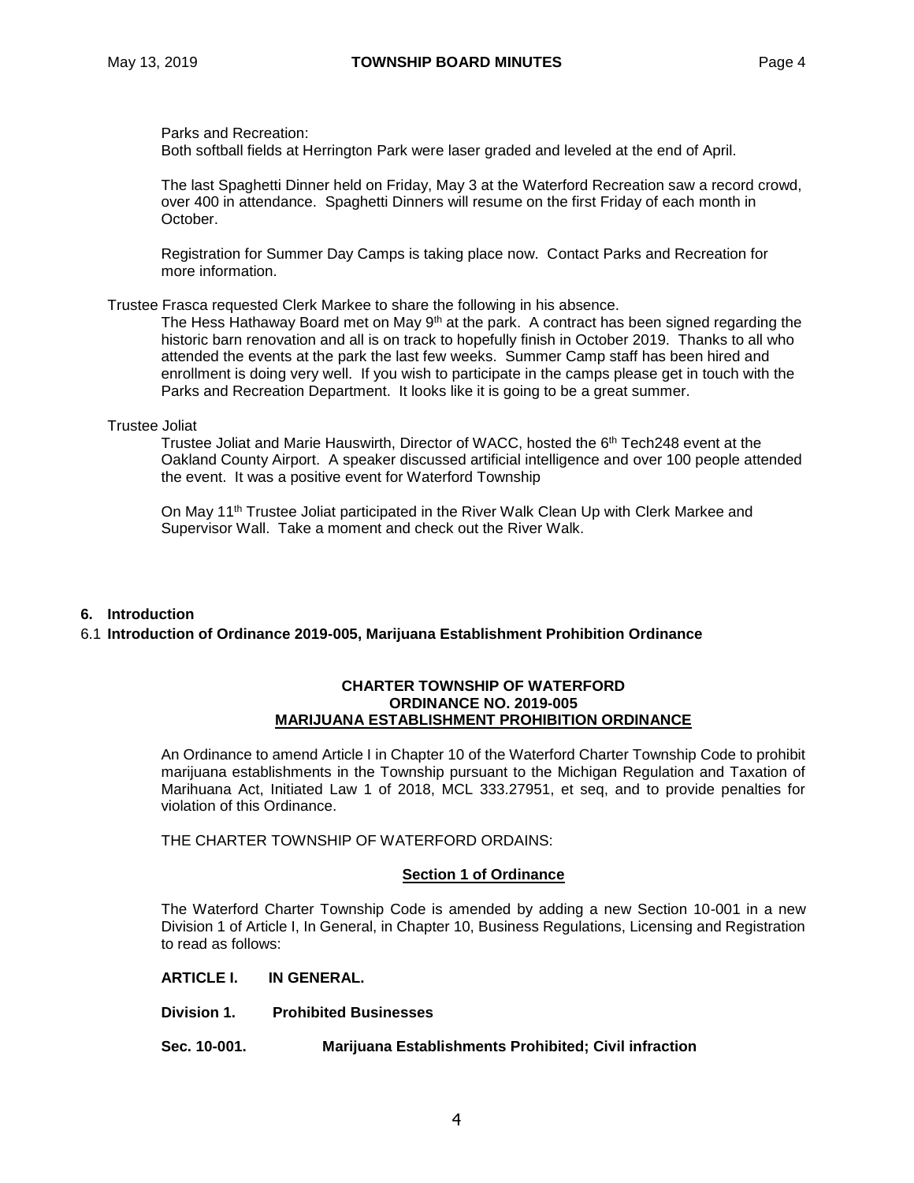Parks and Recreation:
Both softball fields at Herrington Park were laser graded and leveled at the end of April.

The last Spaghetti Dinner held on Friday, May 3 at the Waterford Recreation saw a record crowd, over 400 in attendance. Spaghetti Dinners will resume on the first Friday of each month in October.

Registration for Summer Day Camps is taking place now. Contact Parks and Recreation for more information.

Trustee Frasca requested Clerk Markee to share the following in his absence.

The Hess Hathaway Board met on May 9th at the park. A contract has been signed regarding the historic barn renovation and all is on track to hopefully finish in October 2019. Thanks to all who attended the events at the park the last few weeks. Summer Camp staff has been hired and enrollment is doing very well. If you wish to participate in the camps please get in touch with the Parks and Recreation Department. It looks like it is going to be a great summer.

Trustee Joliat

Trustee Joliat and Marie Hauswirth, Director of WACC, hosted the 6th Tech248 event at the Oakland County Airport. A speaker discussed artificial intelligence and over 100 people attended the event. It was a positive event for Waterford Township

On May 11th Trustee Joliat participated in the River Walk Clean Up with Clerk Markee and Supervisor Wall. Take a moment and check out the River Walk.

**6. Introduction**

6.1 **Introduction of Ordinance 2019-005, Marijuana Establishment Prohibition Ordinance**

**CHARTER TOWNSHIP OF WATERFORD**
**ORDINANCE NO. 2019-005**
**MARIJUANA ESTABLISHMENT PROHIBITION ORDINANCE**

An Ordinance to amend Article I in Chapter 10 of the Waterford Charter Township Code to prohibit marijuana establishments in the Township pursuant to the Michigan Regulation and Taxation of Marihuana Act, Initiated Law 1 of 2018, MCL 333.27951, et seq, and to provide penalties for violation of this Ordinance.

THE CHARTER TOWNSHIP OF WATERFORD ORDAINS:

**Section 1 of Ordinance**

The Waterford Charter Township Code is amended by adding a new Section 10-001 in a new Division 1 of Article I, In General, in Chapter 10, Business Regulations, Licensing and Registration to read as follows:

**ARTICLE I. IN GENERAL.**

**Division 1. Prohibited Businesses**

**Sec. 10-001. Marijuana Establishments Prohibited; Civil infraction**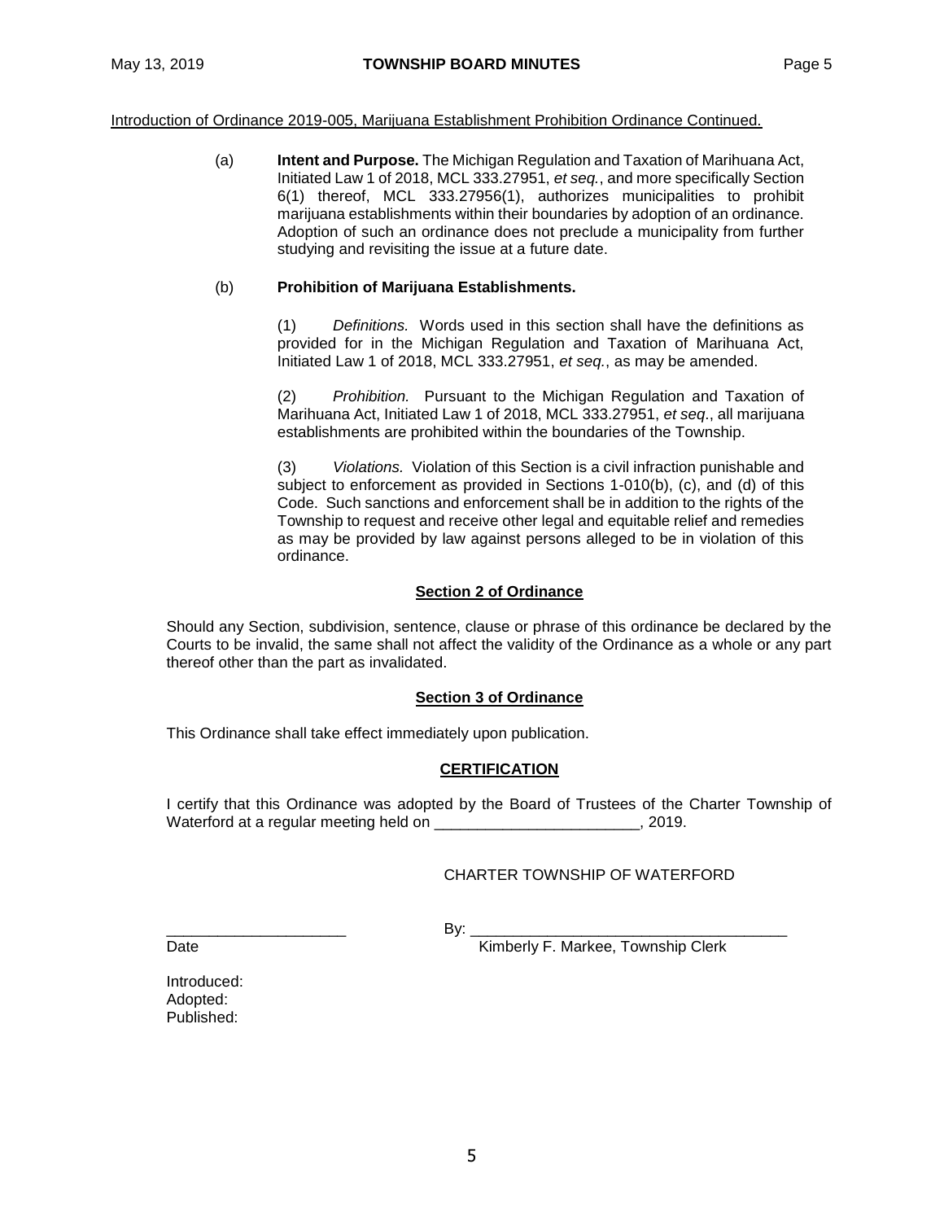Introduction of Ordinance 2019-005, Marijuana Establishment Prohibition Ordinance Continued.

(a) **Intent and Purpose.** The Michigan Regulation and Taxation of Marihuana Act, Initiated Law 1 of 2018, MCL 333.27951, *et seq.*, and more specifically Section 6(1) thereof, MCL 333.27956(1), authorizes municipalities to prohibit marijuana establishments within their boundaries by adoption of an ordinance. Adoption of such an ordinance does not preclude a municipality from further studying and revisiting the issue at a future date.

(b) **Prohibition of Marijuana Establishments.**

(1) *Definitions.* Words used in this section shall have the definitions as provided for in the Michigan Regulation and Taxation of Marihuana Act, Initiated Law 1 of 2018, MCL 333.27951, *et seq.*, as may be amended.

(2) *Prohibition.* Pursuant to the Michigan Regulation and Taxation of Marihuana Act, Initiated Law 1 of 2018, MCL 333.27951, *et seq*., all marijuana establishments are prohibited within the boundaries of the Township.

(3) *Violations.* Violation of this Section is a civil infraction punishable and subject to enforcement as provided in Sections 1-010(b), (c), and (d) of this Code. Such sanctions and enforcement shall be in addition to the rights of the Township to request and receive other legal and equitable relief and remedies as may be provided by law against persons alleged to be in violation of this ordinance.

**Section 2 of Ordinance**

Should any Section, subdivision, sentence, clause or phrase of this ordinance be declared by the Courts to be invalid, the same shall not affect the validity of the Ordinance as a whole or any part thereof other than the part as invalidated.

**Section 3 of Ordinance**

This Ordinance shall take effect immediately upon publication.

**CERTIFICATION**

I certify that this Ordinance was adopted by the Board of Trustees of the Charter Township of Waterford at a regular meeting held on ________________________, 2019.

CHARTER TOWNSHIP OF WATERFORD

_____________________ By: _____________________________________

Date Kimberly F. Markee, Township Clerk

Introduced:
Adopted:
Published: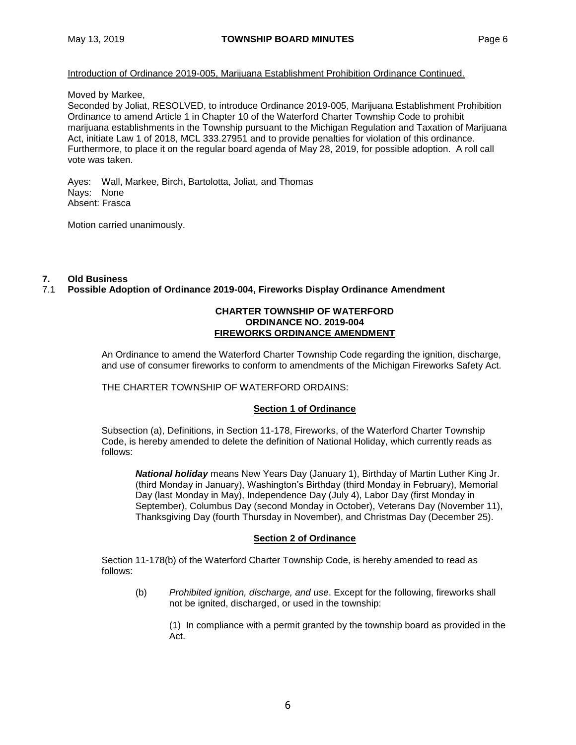Introduction of Ordinance 2019-005, Marijuana Establishment Prohibition Ordinance Continued.

Moved by Markee,
Seconded by Joliat, RESOLVED, to introduce Ordinance 2019-005, Marijuana Establishment Prohibition Ordinance to amend Article 1 in Chapter 10 of the Waterford Charter Township Code to prohibit marijuana establishments in the Township pursuant to the Michigan Regulation and Taxation of Marijuana Act, initiate Law 1 of 2018, MCL 333.27951 and to provide penalties for violation of this ordinance. Furthermore, to place it on the regular board agenda of May 28, 2019, for possible adoption. A roll call vote was taken.

Ayes: Wall, Markee, Birch, Bartolotta, Joliat, and Thomas
Nays: None
Absent: Frasca

Motion carried unanimously.

## 7. Old Business

### 7.1 Possible Adoption of Ordinance 2019-004, Fireworks Display Ordinance Amendment

**CHARTER TOWNSHIP OF WATERFORD**
**ORDINANCE NO. 2019-004**
**FIREWORKS ORDINANCE AMENDMENT**

An Ordinance to amend the Waterford Charter Township Code regarding the ignition, discharge, and use of consumer fireworks to conform to amendments of the Michigan Fireworks Safety Act.

THE CHARTER TOWNSHIP OF WATERFORD ORDAINS:

**Section 1 of Ordinance**

Subsection (a), Definitions, in Section 11-178, Fireworks, of the Waterford Charter Township Code, is hereby amended to delete the definition of National Holiday, which currently reads as follows:

> ***National holiday*** means New Years Day (January 1), Birthday of Martin Luther King Jr. (third Monday in January), Washington's Birthday (third Monday in February), Memorial Day (last Monday in May), Independence Day (July 4), Labor Day (first Monday in September), Columbus Day (second Monday in October), Veterans Day (November 11), Thanksgiving Day (fourth Thursday in November), and Christmas Day (December 25).

**Section 2 of Ordinance**

Section 11-178(b) of the Waterford Charter Township Code, is hereby amended to read as follows:

> (b) *Prohibited ignition, discharge, and use*. Except for the following, fireworks shall not be ignited, discharged, or used in the township:
>
> (1) In compliance with a permit granted by the township board as provided in the Act.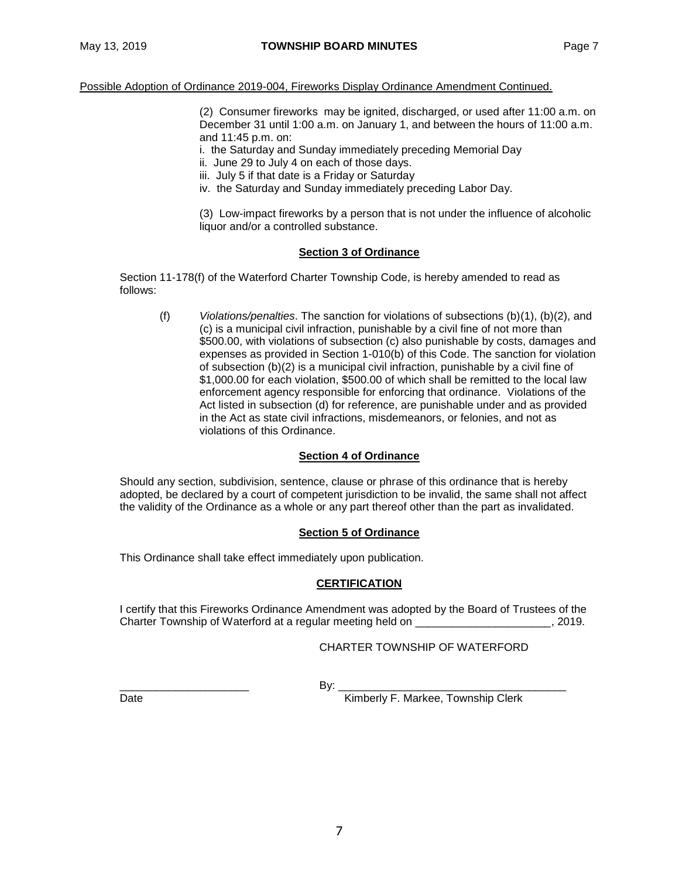Possible Adoption of Ordinance 2019-004, Fireworks Display Ordinance Amendment Continued.

(2) Consumer fireworks may be ignited, discharged, or used after 11:00 a.m. on December 31 until 1:00 a.m. on January 1, and between the hours of 11:00 a.m. and 11:45 p.m. on:

i. the Saturday and Sunday immediately preceding Memorial Day
ii. June 29 to July 4 on each of those days.
iii. July 5 if that date is a Friday or Saturday
iv. the Saturday and Sunday immediately preceding Labor Day.

(3) Low-impact fireworks by a person that is not under the influence of alcoholic liquor and/or a controlled substance.

**Section 3 of Ordinance**

Section 11-178(f) of the Waterford Charter Township Code, is hereby amended to read as follows:

(f) *Violations/penalties*. The sanction for violations of subsections (b)(1), (b)(2), and (c) is a municipal civil infraction, punishable by a civil fine of not more than \$500.00, with violations of subsection (c) also punishable by costs, damages and expenses as provided in Section 1-010(b) of this Code. The sanction for violation of subsection (b)(2) is a municipal civil infraction, punishable by a civil fine of \$1,000.00 for each violation, \$500.00 of which shall be remitted to the local law enforcement agency responsible for enforcing that ordinance. Violations of the Act listed in subsection (d) for reference, are punishable under and as provided in the Act as state civil infractions, misdemeanors, or felonies, and not as violations of this Ordinance.

**Section 4 of Ordinance**

Should any section, subdivision, sentence, clause or phrase of this ordinance that is hereby adopted, be declared by a court of competent jurisdiction to be invalid, the same shall not affect the validity of the Ordinance as a whole or any part thereof other than the part as invalidated.

**Section 5 of Ordinance**

This Ordinance shall take effect immediately upon publication.

**CERTIFICATION**

I certify that this Fireworks Ordinance Amendment was adopted by the Board of Trustees of the Charter Township of Waterford at a regular meeting held on ______________________, 2019.

CHARTER TOWNSHIP OF WATERFORD

______________________ By: ______________________________________

Date Kimberly F. Markee, Township Clerk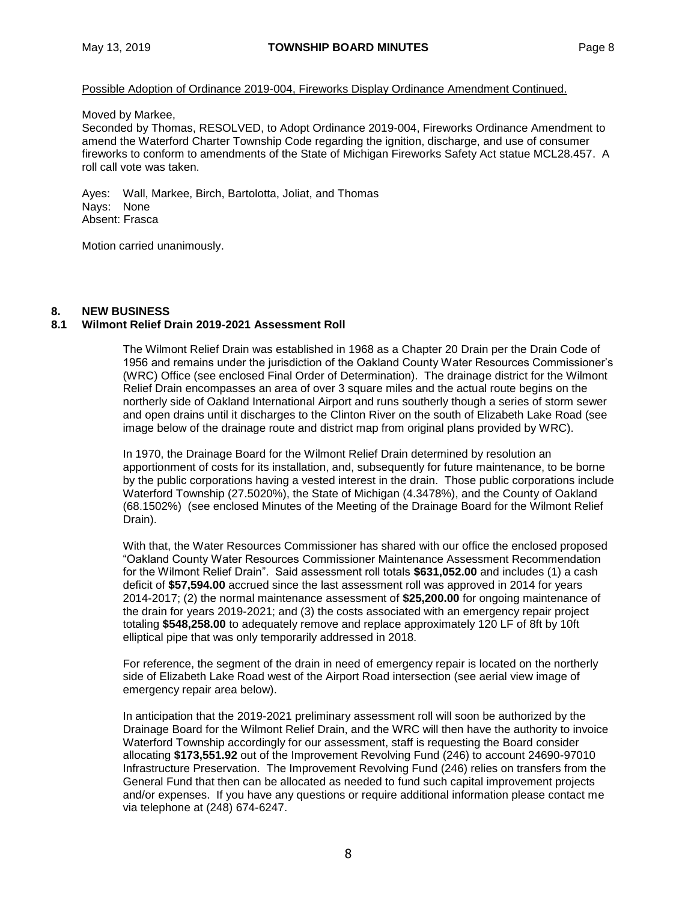Possible Adoption of Ordinance 2019-004, Fireworks Display Ordinance Amendment Continued.

Moved by Markee,
Seconded by Thomas, RESOLVED, to Adopt Ordinance 2019-004, Fireworks Ordinance Amendment to amend the Waterford Charter Township Code regarding the ignition, discharge, and use of consumer fireworks to conform to amendments of the State of Michigan Fireworks Safety Act statue MCL28.457. A roll call vote was taken.

Ayes: Wall, Markee, Birch, Bartolotta, Joliat, and Thomas
Nays: None
Absent: Frasca

Motion carried unanimously.

## 8. NEW BUSINESS

### 8.1 Wilmont Relief Drain 2019-2021 Assessment Roll

The Wilmont Relief Drain was established in 1968 as a Chapter 20 Drain per the Drain Code of 1956 and remains under the jurisdiction of the Oakland County Water Resources Commissioner's (WRC) Office (see enclosed Final Order of Determination). The drainage district for the Wilmont Relief Drain encompasses an area of over 3 square miles and the actual route begins on the northerly side of Oakland International Airport and runs southerly though a series of storm sewer and open drains until it discharges to the Clinton River on the south of Elizabeth Lake Road (see image below of the drainage route and district map from original plans provided by WRC).

In 1970, the Drainage Board for the Wilmont Relief Drain determined by resolution an apportionment of costs for its installation, and, subsequently for future maintenance, to be borne by the public corporations having a vested interest in the drain. Those public corporations include Waterford Township (27.5020%), the State of Michigan (4.3478%), and the County of Oakland (68.1502%) (see enclosed Minutes of the Meeting of the Drainage Board for the Wilmont Relief Drain).

With that, the Water Resources Commissioner has shared with our office the enclosed proposed "Oakland County Water Resources Commissioner Maintenance Assessment Recommendation for the Wilmont Relief Drain". Said assessment roll totals **$631,052.00** and includes (1) a cash deficit of **$57,594.00** accrued since the last assessment roll was approved in 2014 for years 2014-2017; (2) the normal maintenance assessment of **$25,200.00** for ongoing maintenance of the drain for years 2019-2021; and (3) the costs associated with an emergency repair project totaling **$548,258.00** to adequately remove and replace approximately 120 LF of 8ft by 10ft elliptical pipe that was only temporarily addressed in 2018.

For reference, the segment of the drain in need of emergency repair is located on the northerly side of Elizabeth Lake Road west of the Airport Road intersection (see aerial view image of emergency repair area below).

In anticipation that the 2019-2021 preliminary assessment roll will soon be authorized by the Drainage Board for the Wilmont Relief Drain, and the WRC will then have the authority to invoice Waterford Township accordingly for our assessment, staff is requesting the Board consider allocating **$173,551.92** out of the Improvement Revolving Fund (246) to account 24690-97010 Infrastructure Preservation. The Improvement Revolving Fund (246) relies on transfers from the General Fund that then can be allocated as needed to fund such capital improvement projects and/or expenses. If you have any questions or require additional information please contact me via telephone at (248) 674-6247.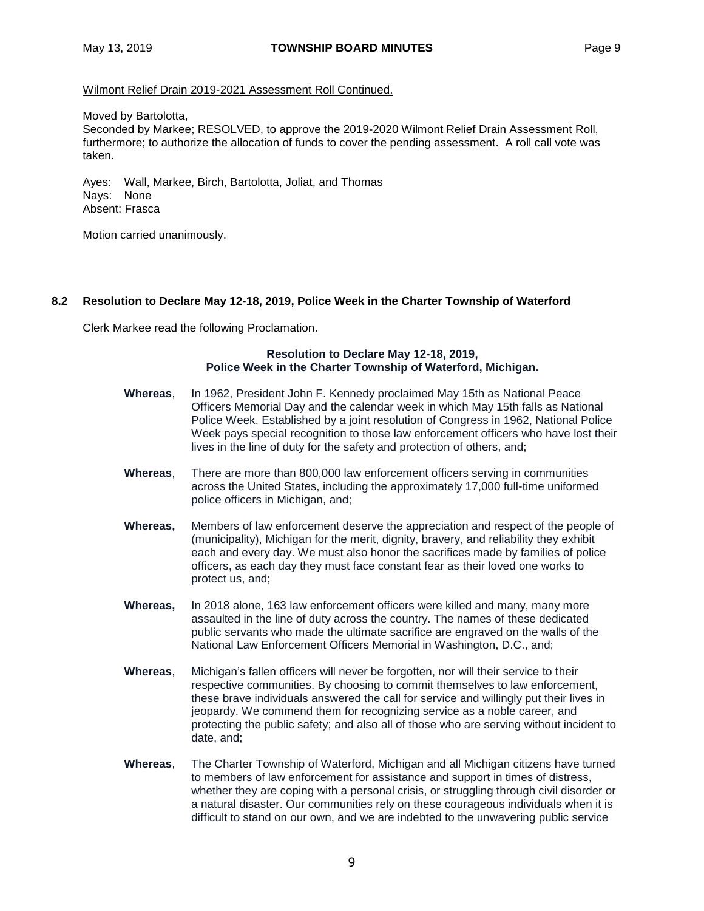Wilmont Relief Drain 2019-2021 Assessment Roll Continued.

Moved by Bartolotta,
Seconded by Markee; RESOLVED, to approve the 2019-2020 Wilmont Relief Drain Assessment Roll, furthermore; to authorize the allocation of funds to cover the pending assessment. A roll call vote was taken.

Ayes: Wall, Markee, Birch, Bartolotta, Joliat, and Thomas
Nays: None
Absent: Frasca

Motion carried unanimously.

## 8.2 Resolution to Declare May 12-18, 2019, Police Week in the Charter Township of Waterford

Clerk Markee read the following Proclamation.

**Resolution to Declare May 12-18, 2019,**
**Police Week in the Charter Township of Waterford, Michigan.**

**Whereas**, In 1962, President John F. Kennedy proclaimed May 15th as National Peace Officers Memorial Day and the calendar week in which May 15th falls as National Police Week. Established by a joint resolution of Congress in 1962, National Police Week pays special recognition to those law enforcement officers who have lost their lives in the line of duty for the safety and protection of others, and;

**Whereas**, There are more than 800,000 law enforcement officers serving in communities across the United States, including the approximately 17,000 full-time uniformed police officers in Michigan, and;

**Whereas,** Members of law enforcement deserve the appreciation and respect of the people of (municipality), Michigan for the merit, dignity, bravery, and reliability they exhibit each and every day. We must also honor the sacrifices made by families of police officers, as each day they must face constant fear as their loved one works to protect us, and;

**Whereas,** In 2018 alone, 163 law enforcement officers were killed and many, many more assaulted in the line of duty across the country. The names of these dedicated public servants who made the ultimate sacrifice are engraved on the walls of the National Law Enforcement Officers Memorial in Washington, D.C., and;

**Whereas**, Michigan's fallen officers will never be forgotten, nor will their service to their respective communities. By choosing to commit themselves to law enforcement, these brave individuals answered the call for service and willingly put their lives in jeopardy. We commend them for recognizing service as a noble career, and protecting the public safety; and also all of those who are serving without incident to date, and;

**Whereas**, The Charter Township of Waterford, Michigan and all Michigan citizens have turned to members of law enforcement for assistance and support in times of distress, whether they are coping with a personal crisis, or struggling through civil disorder or a natural disaster. Our communities rely on these courageous individuals when it is difficult to stand on our own, and we are indebted to the unwavering public service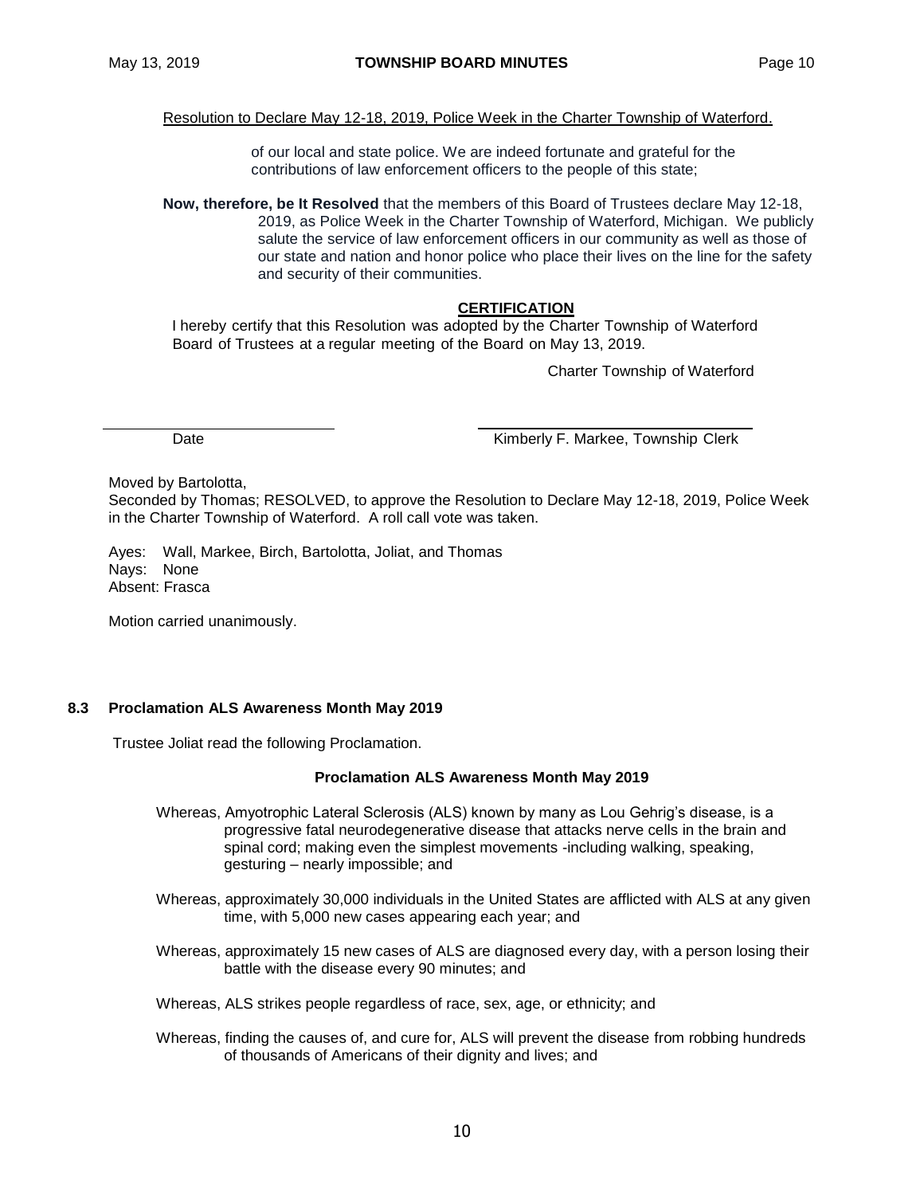Resolution to Declare May 12-18, 2019, Police Week in the Charter Township of Waterford.

of our local and state police. We are indeed fortunate and grateful for the contributions of law enforcement officers to the people of this state;

**Now, therefore, be It Resolved** that the members of this Board of Trustees declare May 12-18, 2019, as Police Week in the Charter Township of Waterford, Michigan. We publicly salute the service of law enforcement officers in our community as well as those of our state and nation and honor police who place their lives on the line for the safety and security of their communities.

**CERTIFICATION**

I hereby certify that this Resolution was adopted by the Charter Township of Waterford Board of Trustees at a regular meeting of the Board on May 13, 2019.

Charter Township of Waterford

Date

Kimberly F. Markee, Township Clerk

Moved by Bartolotta,
Seconded by Thomas; RESOLVED, to approve the Resolution to Declare May 12-18, 2019, Police Week in the Charter Township of Waterford. A roll call vote was taken.

Ayes: Wall, Markee, Birch, Bartolotta, Joliat, and Thomas
Nays: None
Absent: Frasca

Motion carried unanimously.

### 8.3 Proclamation ALS Awareness Month May 2019

Trustee Joliat read the following Proclamation.

**Proclamation ALS Awareness Month May 2019**

Whereas, Amyotrophic Lateral Sclerosis (ALS) known by many as Lou Gehrig's disease, is a progressive fatal neurodegenerative disease that attacks nerve cells in the brain and spinal cord; making even the simplest movements -including walking, speaking, gesturing – nearly impossible; and

Whereas, approximately 30,000 individuals in the United States are afflicted with ALS at any given time, with 5,000 new cases appearing each year; and

Whereas, approximately 15 new cases of ALS are diagnosed every day, with a person losing their battle with the disease every 90 minutes; and

Whereas, ALS strikes people regardless of race, sex, age, or ethnicity; and

Whereas, finding the causes of, and cure for, ALS will prevent the disease from robbing hundreds of thousands of Americans of their dignity and lives; and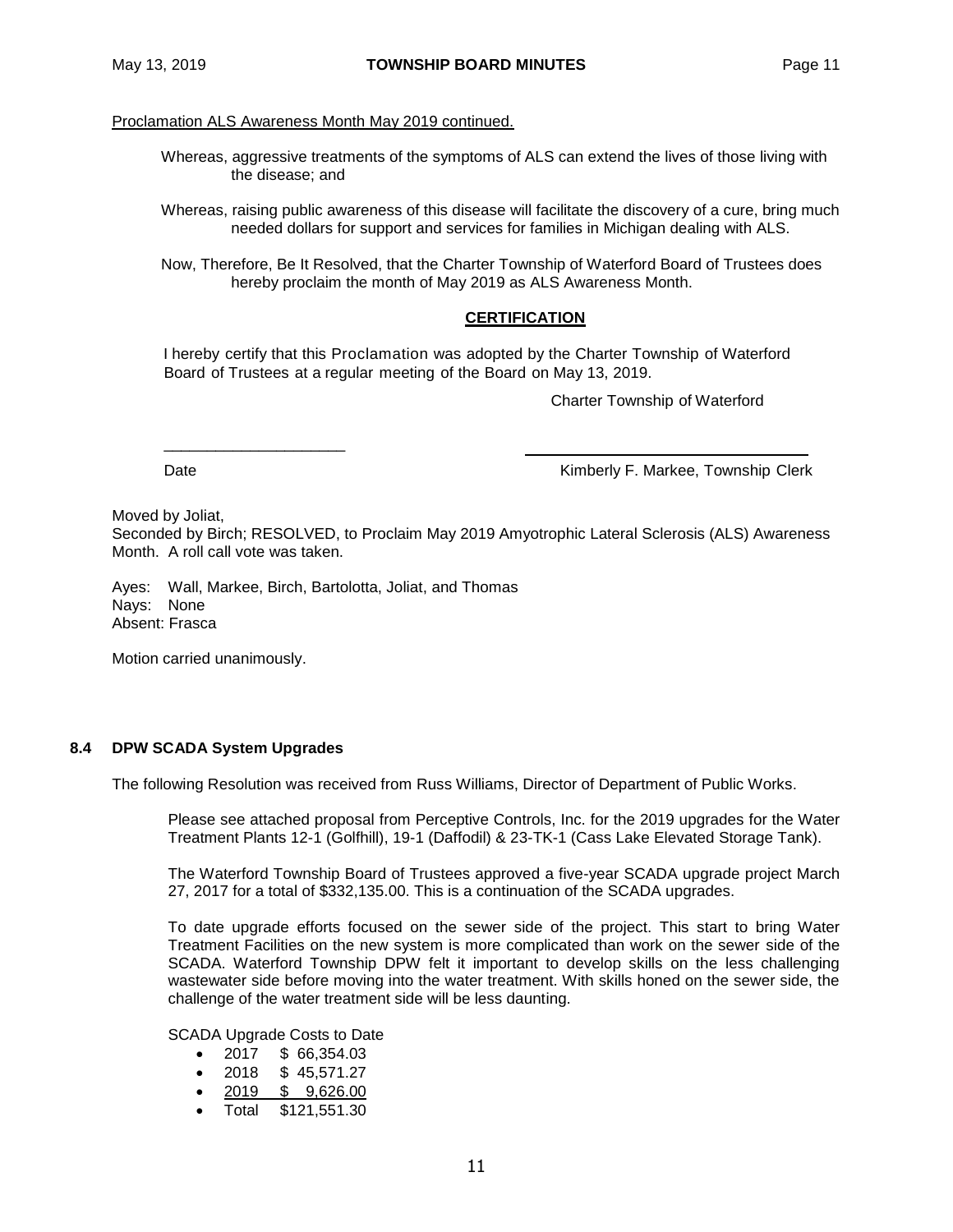Proclamation ALS Awareness Month May 2019 continued.

Whereas, aggressive treatments of the symptoms of ALS can extend the lives of those living with the disease; and

Whereas, raising public awareness of this disease will facilitate the discovery of a cure, bring much needed dollars for support and services for families in Michigan dealing with ALS.

Now, Therefore, Be It Resolved, that the Charter Township of Waterford Board of Trustees does hereby proclaim the month of May 2019 as ALS Awareness Month.

**CERTIFICATION**

I hereby certify that this Proclamation was adopted by the Charter Township of Waterford Board of Trustees at a regular meeting of the Board on May 13, 2019.

Charter Township of Waterford

\_\_\_\_\_\_\_\_\_\_\_\_\_\_\_\_\_\_\_\_ \_\_\_\_\_\_\_\_\_\_\_\_\_\_\_\_\_\_\_\_\_\_\_\_\_\_\_\_\_\_

Date Kimberly F. Markee, Township Clerk

Moved by Joliat,
Seconded by Birch; RESOLVED, to Proclaim May 2019 Amyotrophic Lateral Sclerosis (ALS) Awareness Month. A roll call vote was taken.

Ayes: Wall, Markee, Birch, Bartolotta, Joliat, and Thomas
Nays: None
Absent: Frasca

Motion carried unanimously.

### 8.4 DPW SCADA System Upgrades

The following Resolution was received from Russ Williams, Director of Department of Public Works.

Please see attached proposal from Perceptive Controls, Inc. for the 2019 upgrades for the Water Treatment Plants 12-1 (Golfhill), 19-1 (Daffodil) & 23-TK-1 (Cass Lake Elevated Storage Tank).

The Waterford Township Board of Trustees approved a five-year SCADA upgrade project March 27, 2017 for a total of $332,135.00. This is a continuation of the SCADA upgrades.

To date upgrade efforts focused on the sewer side of the project. This start to bring Water Treatment Facilities on the new system is more complicated than work on the sewer side of the SCADA. Waterford Township DPW felt it important to develop skills on the less challenging wastewater side before moving into the water treatment. With skills honed on the sewer side, the challenge of the water treatment side will be less daunting.

SCADA Upgrade Costs to Date

- 2017 $ 66,354.03
- 2018 $ 45,571.27
- 2019 $ 9,626.00
- Total $121,551.30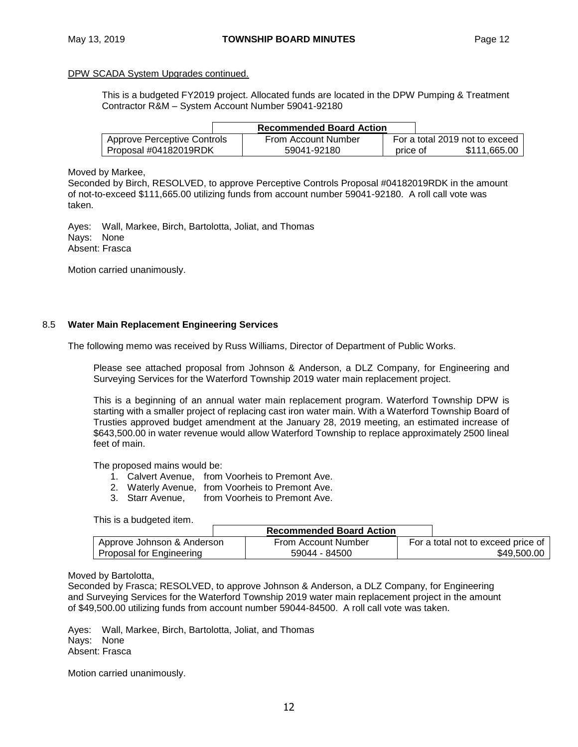DPW SCADA System Upgrades continued.

> This is a budgeted FY2019 project. Allocated funds are located in the DPW Pumping & Treatment Contractor R&M – System Account Number 59041-92180

| | Recommended Board Action | |
|---|---|---|
| Approve Perceptive Controls Proposal #04182019RDK | From Account Number 59041-92180 | For a total 2019 not to exceed price of $111,665.00 |

Moved by Markee,
Seconded by Birch, RESOLVED, to approve Perceptive Controls Proposal #04182019RDK in the amount of not-to-exceed $111,665.00 utilizing funds from account number 59041-92180. A roll call vote was taken.

Ayes: Wall, Markee, Birch, Bartolotta, Joliat, and Thomas
Nays: None
Absent: Frasca

Motion carried unanimously.

### 8.5 Water Main Replacement Engineering Services

The following memo was received by Russ Williams, Director of Department of Public Works.

> Please see attached proposal from Johnson & Anderson, a DLZ Company, for Engineering and Surveying Services for the Waterford Township 2019 water main replacement project.
>
> This is a beginning of an annual water main replacement program. Waterford Township DPW is starting with a smaller project of replacing cast iron water main. With a Waterford Township Board of Trusties approved budget amendment at the January 28, 2019 meeting, an estimated increase of $643,500.00 in water revenue would allow Waterford Township to replace approximately 2500 lineal feet of main.
>
> The proposed mains would be:
>
> 1. Calvert Avenue, from Voorheis to Premont Ave.
> 2. Waterly Avenue, from Voorheis to Premont Ave.
> 3. Starr Avenue, from Voorheis to Premont Ave.
>
> This is a budgeted item.

| | Recommended Board Action | |
|---|---|---|
| Approve Johnson & Anderson Proposal for Engineering | From Account Number 59044 - 84500 | For a total not to exceed price of $49,500.00 |

Moved by Bartolotta,
Seconded by Frasca; RESOLVED, to approve Johnson & Anderson, a DLZ Company, for Engineering and Surveying Services for the Waterford Township 2019 water main replacement project in the amount of $49,500.00 utilizing funds from account number 59044-84500. A roll call vote was taken.

Ayes: Wall, Markee, Birch, Bartolotta, Joliat, and Thomas
Nays: None
Absent: Frasca

Motion carried unanimously.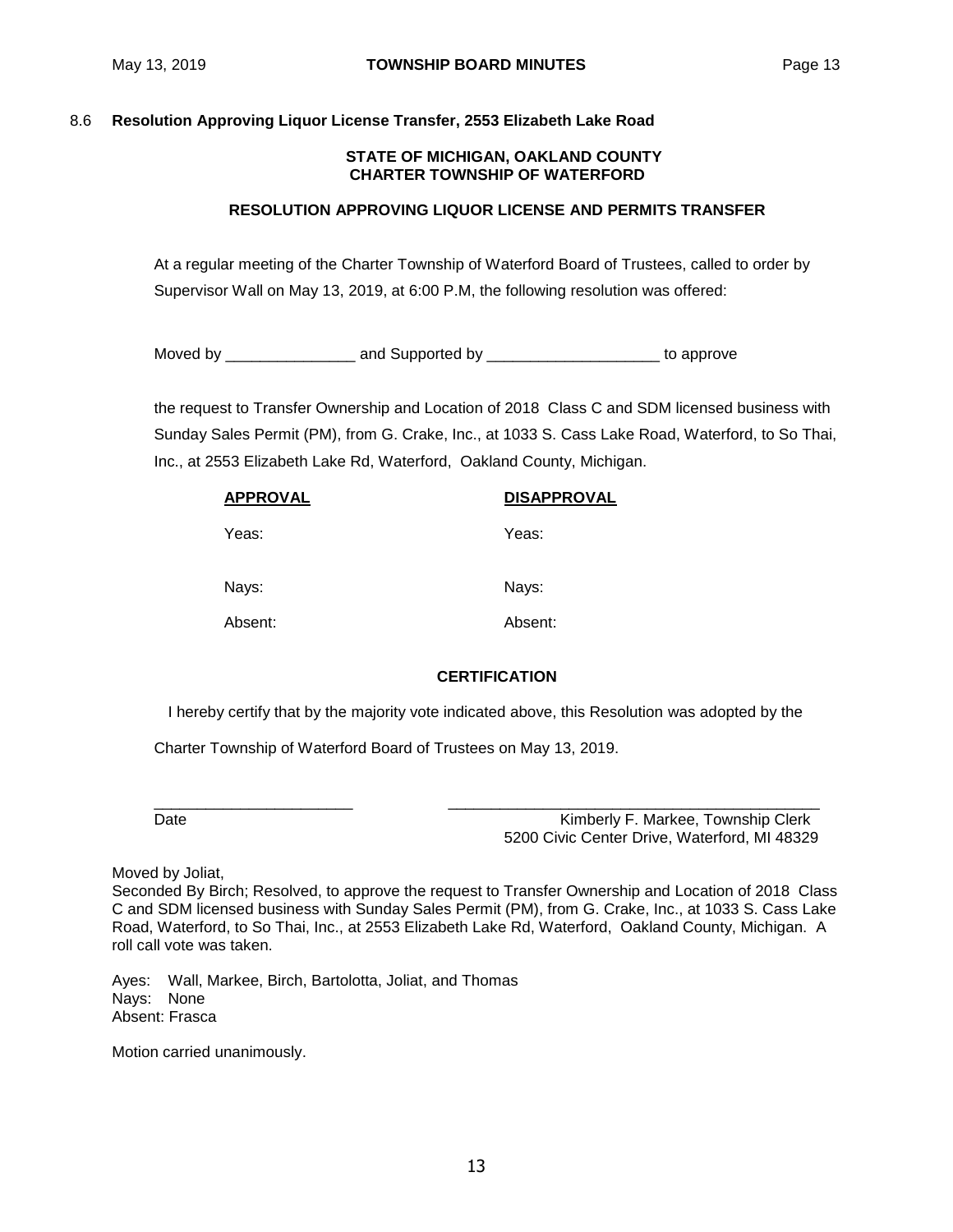## 8.6 Resolution Approving Liquor License Transfer, 2553 Elizabeth Lake Road

**STATE OF MICHIGAN, OAKLAND COUNTY**
**CHARTER TOWNSHIP OF WATERFORD**

**RESOLUTION APPROVING LIQUOR LICENSE AND PERMITS TRANSFER**

At a regular meeting of the Charter Township of Waterford Board of Trustees, called to order by Supervisor Wall on May 13, 2019, at 6:00 P.M, the following resolution was offered:

Moved by _______________ and Supported by ____________________ to approve

the request to Transfer Ownership and Location of 2018 Class C and SDM licensed business with Sunday Sales Permit (PM), from G. Crake, Inc., at 1033 S. Cass Lake Road, Waterford, to So Thai, Inc., at 2553 Elizabeth Lake Rd, Waterford, Oakland County, Michigan.

| APPROVAL | DISAPPROVAL |
|---|---|
| Yeas: | Yeas: |
| Nays: | Nays: |
| Absent: | Absent: |

**CERTIFICATION**

I hereby certify that by the majority vote indicated above, this Resolution was adopted by the Charter Township of Waterford Board of Trustees on May 13, 2019.

_______________________ ____________________________________________
Date Kimberly F. Markee, Township Clerk
5200 Civic Center Drive, Waterford, MI 48329

Moved by Joliat,
Seconded By Birch; Resolved, to approve the request to Transfer Ownership and Location of 2018 Class C and SDM licensed business with Sunday Sales Permit (PM), from G. Crake, Inc., at 1033 S. Cass Lake Road, Waterford, to So Thai, Inc., at 2553 Elizabeth Lake Rd, Waterford, Oakland County, Michigan. A roll call vote was taken.

Ayes: Wall, Markee, Birch, Bartolotta, Joliat, and Thomas
Nays: None
Absent: Frasca

Motion carried unanimously.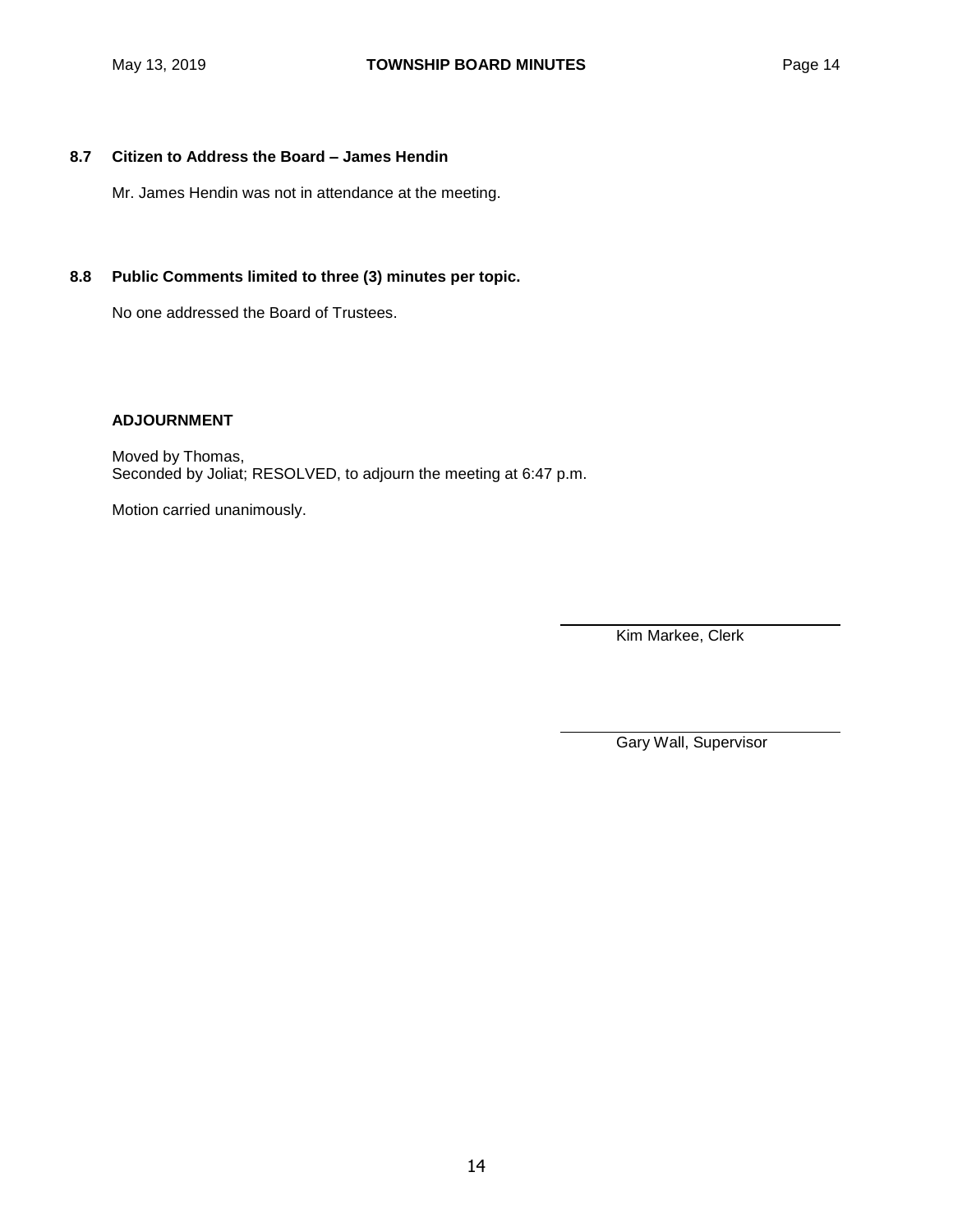**8.7 Citizen to Address the Board – James Hendin**

Mr. James Hendin was not in attendance at the meeting.

**8.8 Public Comments limited to three (3) minutes per topic.**

No one addressed the Board of Trustees.

**ADJOURNMENT**

Moved by Thomas,
Seconded by Joliat; RESOLVED, to adjourn the meeting at 6:47 p.m.

Motion carried unanimously.

Kim Markee, Clerk

Gary Wall, Supervisor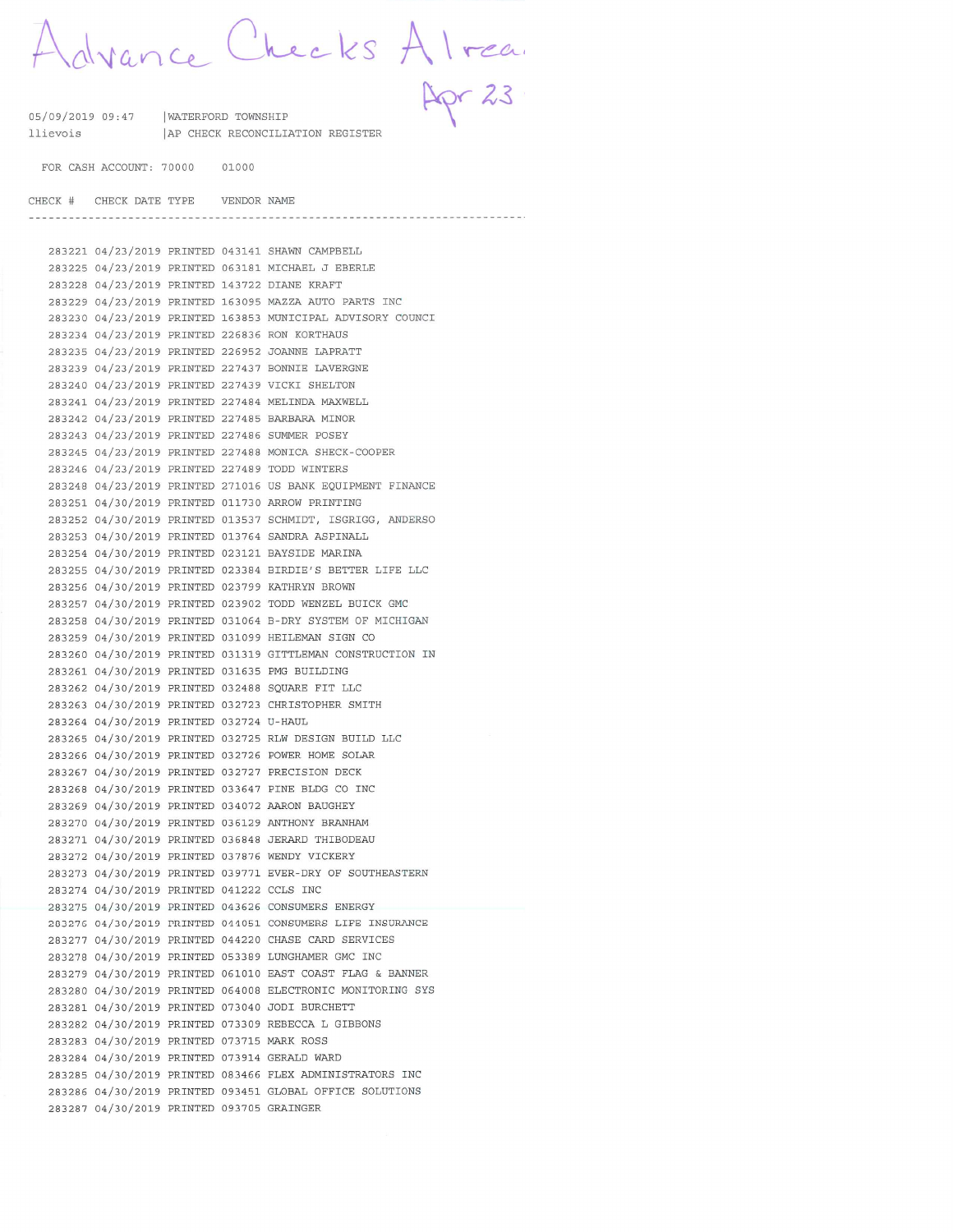Advance Checks Alrea.

Apr 23

05/09/2019 09:47 |WATERFORD TOWNSHIP
llievois |AP CHECK RECONCILIATION REGISTER

FOR CASH ACCOUNT: 70000 01000

| CHECK # | CHECK DATE | TYPE | VENDOR | NAME |
|---|---|---|---|---|
| 283221 | 04/23/2019 | PRINTED | 043141 | SHAWN CAMPBELL |
| 283225 | 04/23/2019 | PRINTED | 063181 | MICHAEL J EBERLE |
| 283228 | 04/23/2019 | PRINTED | 143722 | DIANE KRAFT |
| 283229 | 04/23/2019 | PRINTED | 163095 | MAZZA AUTO PARTS INC |
| 283230 | 04/23/2019 | PRINTED | 163853 | MUNICIPAL ADVISORY COUNCI |
| 283234 | 04/23/2019 | PRINTED | 226836 | RON KORTHAUS |
| 283235 | 04/23/2019 | PRINTED | 226952 | JOANNE LAPRATT |
| 283239 | 04/23/2019 | PRINTED | 227437 | BONNIE LAVERGNE |
| 283240 | 04/23/2019 | PRINTED | 227439 | VICKI SHELTON |
| 283241 | 04/23/2019 | PRINTED | 227484 | MELINDA MAXWELL |
| 283242 | 04/23/2019 | PRINTED | 227485 | BARBARA MINOR |
| 283243 | 04/23/2019 | PRINTED | 227486 | SUMMER POSEY |
| 283245 | 04/23/2019 | PRINTED | 227488 | MONICA SHECK-COOPER |
| 283246 | 04/23/2019 | PRINTED | 227489 | TODD WINTERS |
| 283248 | 04/23/2019 | PRINTED | 271016 | US BANK EQUIPMENT FINANCE |
| 283251 | 04/30/2019 | PRINTED | 011730 | ARROW PRINTING |
| 283252 | 04/30/2019 | PRINTED | 013537 | SCHMIDT, ISGRIGG, ANDERSO |
| 283253 | 04/30/2019 | PRINTED | 013764 | SANDRA ASPINALL |
| 283254 | 04/30/2019 | PRINTED | 023121 | BAYSIDE MARINA |
| 283255 | 04/30/2019 | PRINTED | 023384 | BIRDIE'S BETTER LIFE LLC |
| 283256 | 04/30/2019 | PRINTED | 023799 | KATHRYN BROWN |
| 283257 | 04/30/2019 | PRINTED | 023902 | TODD WENZEL BUICK GMC |
| 283258 | 04/30/2019 | PRINTED | 031064 | B-DRY SYSTEM OF MICHIGAN |
| 283259 | 04/30/2019 | PRINTED | 031099 | HEILEMAN SIGN CO |
| 283260 | 04/30/2019 | PRINTED | 031319 | GITTLEMAN CONSTRUCTION IN |
| 283261 | 04/30/2019 | PRINTED | 031635 | PMG BUILDING |
| 283262 | 04/30/2019 | PRINTED | 032488 | SQUARE FIT LLC |
| 283263 | 04/30/2019 | PRINTED | 032723 | CHRISTOPHER SMITH |
| 283264 | 04/30/2019 | PRINTED | 032724 | U-HAUL |
| 283265 | 04/30/2019 | PRINTED | 032725 | RLW DESIGN BUILD LLC |
| 283266 | 04/30/2019 | PRINTED | 032726 | POWER HOME SOLAR |
| 283267 | 04/30/2019 | PRINTED | 032727 | PRECISION DECK |
| 283268 | 04/30/2019 | PRINTED | 033647 | PINE BLDG CO INC |
| 283269 | 04/30/2019 | PRINTED | 034072 | AARON BAUGHEY |
| 283270 | 04/30/2019 | PRINTED | 036129 | ANTHONY BRANHAM |
| 283271 | 04/30/2019 | PRINTED | 036848 | JERARD THIBODEAU |
| 283272 | 04/30/2019 | PRINTED | 037876 | WENDY VICKERY |
| 283273 | 04/30/2019 | PRINTED | 039771 | EVER-DRY OF SOUTHEASTERN |
| 283274 | 04/30/2019 | PRINTED | 041222 | CCLS INC |
| 283275 | 04/30/2019 | PRINTED | 043626 | CONSUMERS ENERGY |
| 283276 | 04/30/2019 | PRINTED | 044051 | CONSUMERS LIFE INSURANCE |
| 283277 | 04/30/2019 | PRINTED | 044220 | CHASE CARD SERVICES |
| 283278 | 04/30/2019 | PRINTED | 053389 | LUNGHAMER GMC INC |
| 283279 | 04/30/2019 | PRINTED | 061010 | EAST COAST FLAG & BANNER |
| 283280 | 04/30/2019 | PRINTED | 064008 | ELECTRONIC MONITORING SYS |
| 283281 | 04/30/2019 | PRINTED | 073040 | JODI BURCHETT |
| 283282 | 04/30/2019 | PRINTED | 073309 | REBECCA L GIBBONS |
| 283283 | 04/30/2019 | PRINTED | 073715 | MARK ROSS |
| 283284 | 04/30/2019 | PRINTED | 073914 | GERALD WARD |
| 283285 | 04/30/2019 | PRINTED | 083466 | FLEX ADMINISTRATORS INC |
| 283286 | 04/30/2019 | PRINTED | 093451 | GLOBAL OFFICE SOLUTIONS |
| 283287 | 04/30/2019 | PRINTED | 093705 | GRAINGER |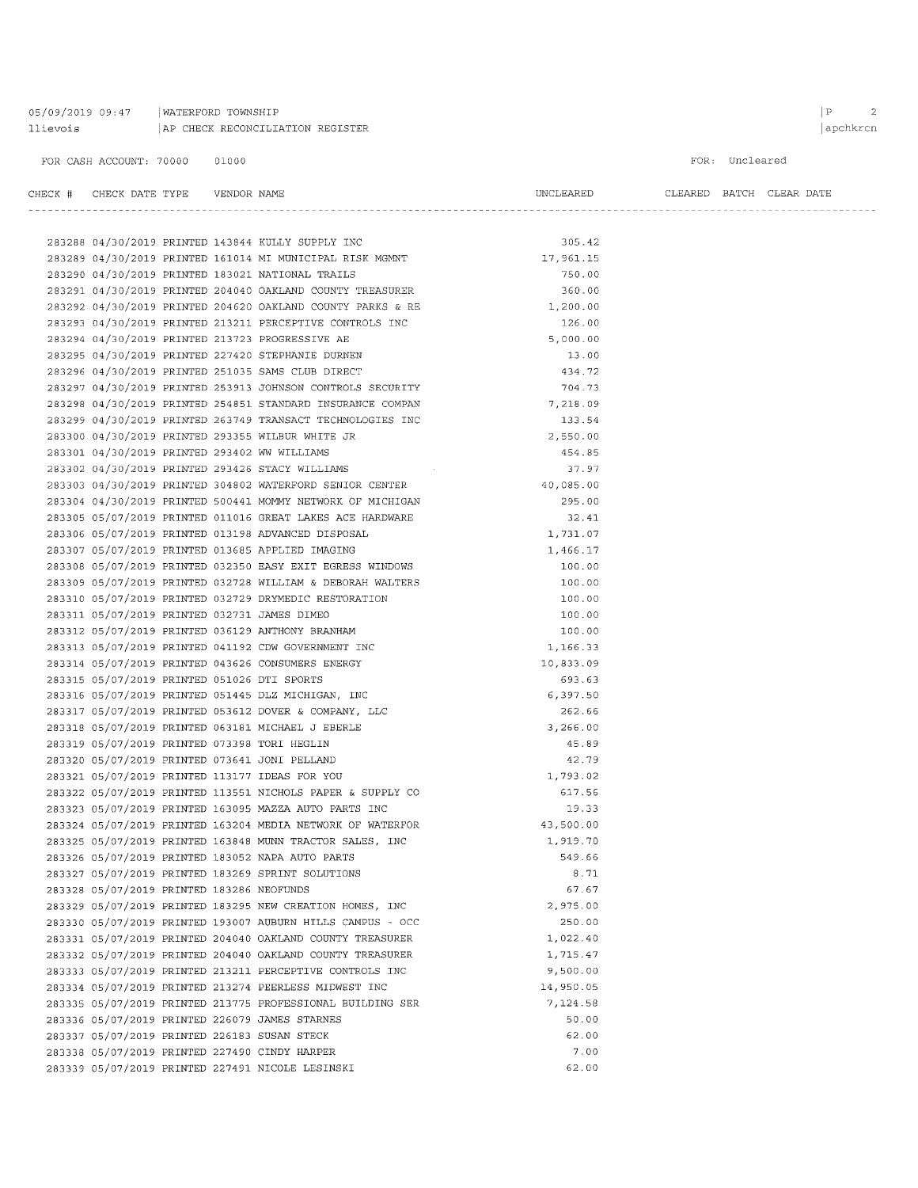FOR CASH ACCOUNT: 70000 01000

FOR: Uncleared

| CHECK # | CHECK DATE | TYPE | VENDOR | NAME | UNCLEARED | CLEARED | BATCH | CLEAR DATE |
|---|---|---|---|---|---|---|---|---|
| 283288 | 04/30/2019 | PRINTED | 143844 | KULLY SUPPLY INC | 305.42 | | | |
| 283289 | 04/30/2019 | PRINTED | 161014 | MI MUNICIPAL RISK MGMNT | 17,961.15 | | | |
| 283290 | 04/30/2019 | PRINTED | 183021 | NATIONAL TRAILS | 750.00 | | | |
| 283291 | 04/30/2019 | PRINTED | 204040 | OAKLAND COUNTY TREASURER | 360.00 | | | |
| 283292 | 04/30/2019 | PRINTED | 204620 | OAKLAND COUNTY PARKS & RE | 1,200.00 | | | |
| 283293 | 04/30/2019 | PRINTED | 213211 | PERCEPTIVE CONTROLS INC | 126.00 | | | |
| 283294 | 04/30/2019 | PRINTED | 213723 | PROGRESSIVE AE | 5,000.00 | | | |
| 283295 | 04/30/2019 | PRINTED | 227420 | STEPHANIE DURNEN | 13.00 | | | |
| 283296 | 04/30/2019 | PRINTED | 251035 | SAMS CLUB DIRECT | 434.72 | | | |
| 283297 | 04/30/2019 | PRINTED | 253913 | JOHNSON CONTROLS SECURITY | 704.73 | | | |
| 283298 | 04/30/2019 | PRINTED | 254851 | STANDARD INSURANCE COMPAN | 7,218.09 | | | |
| 283299 | 04/30/2019 | PRINTED | 263749 | TRANSACT TECHNOLOGIES INC | 133.54 | | | |
| 283300 | 04/30/2019 | PRINTED | 293355 | WILBUR WHITE JR | 2,550.00 | | | |
| 283301 | 04/30/2019 | PRINTED | 293402 | WW WILLIAMS | 454.85 | | | |
| 283302 | 04/30/2019 | PRINTED | 293426 | STACY WILLIAMS | 37.97 | | | |
| 283303 | 04/30/2019 | PRINTED | 304802 | WATERFORD SENIOR CENTER | 40,085.00 | | | |
| 283304 | 04/30/2019 | PRINTED | 500441 | MOMMY NETWORK OF MICHIGAN | 295.00 | | | |
| 283305 | 05/07/2019 | PRINTED | 011016 | GREAT LAKES ACE HARDWARE | 32.41 | | | |
| 283306 | 05/07/2019 | PRINTED | 013198 | ADVANCED DISPOSAL | 1,731.07 | | | |
| 283307 | 05/07/2019 | PRINTED | 013685 | APPLIED IMAGING | 1,466.17 | | | |
| 283308 | 05/07/2019 | PRINTED | 032350 | EASY EXIT EGRESS WINDOWS | 100.00 | | | |
| 283309 | 05/07/2019 | PRINTED | 032728 | WILLIAM & DEBORAH WALTERS | 100.00 | | | |
| 283310 | 05/07/2019 | PRINTED | 032729 | DRYMEDIC RESTORATION | 100.00 | | | |
| 283311 | 05/07/2019 | PRINTED | 032731 | JAMES DIMEO | 100.00 | | | |
| 283312 | 05/07/2019 | PRINTED | 036129 | ANTHONY BRANHAM | 100.00 | | | |
| 283313 | 05/07/2019 | PRINTED | 041192 | CDW GOVERNMENT INC | 1,166.33 | | | |
| 283314 | 05/07/2019 | PRINTED | 043626 | CONSUMERS ENERGY | 10,833.09 | | | |
| 283315 | 05/07/2019 | PRINTED | 051026 | DTI SPORTS | 693.63 | | | |
| 283316 | 05/07/2019 | PRINTED | 051445 | DLZ MICHIGAN, INC | 6,397.50 | | | |
| 283317 | 05/07/2019 | PRINTED | 053612 | DOVER & COMPANY, LLC | 262.66 | | | |
| 283318 | 05/07/2019 | PRINTED | 063181 | MICHAEL J EBERLE | 3,266.00 | | | |
| 283319 | 05/07/2019 | PRINTED | 073398 | TORI HEGLIN | 45.89 | | | |
| 283320 | 05/07/2019 | PRINTED | 073641 | JONI PELLAND | 42.79 | | | |
| 283321 | 05/07/2019 | PRINTED | 113177 | IDEAS FOR YOU | 1,793.02 | | | |
| 283322 | 05/07/2019 | PRINTED | 113551 | NICHOLS PAPER & SUPPLY CO | 617.56 | | | |
| 283323 | 05/07/2019 | PRINTED | 163095 | MAZZA AUTO PARTS INC | 19.33 | | | |
| 283324 | 05/07/2019 | PRINTED | 163204 | MEDIA NETWORK OF WATERFOR | 43,500.00 | | | |
| 283325 | 05/07/2019 | PRINTED | 163848 | MUNN TRACTOR SALES, INC | 1,919.70 | | | |
| 283326 | 05/07/2019 | PRINTED | 183052 | NAPA AUTO PARTS | 549.66 | | | |
| 283327 | 05/07/2019 | PRINTED | 183269 | SPRINT SOLUTIONS | 8.71 | | | |
| 283328 | 05/07/2019 | PRINTED | 183286 | NEOFUNDS | 67.67 | | | |
| 283329 | 05/07/2019 | PRINTED | 183295 | NEW CREATION HOMES, INC | 2,975.00 | | | |
| 283330 | 05/07/2019 | PRINTED | 193007 | AUBURN HILLS CAMPUS - OCC | 250.00 | | | |
| 283331 | 05/07/2019 | PRINTED | 204040 | OAKLAND COUNTY TREASURER | 1,022.40 | | | |
| 283332 | 05/07/2019 | PRINTED | 204040 | OAKLAND COUNTY TREASURER | 1,715.47 | | | |
| 283333 | 05/07/2019 | PRINTED | 213211 | PERCEPTIVE CONTROLS INC | 9,500.00 | | | |
| 283334 | 05/07/2019 | PRINTED | 213274 | PEERLESS MIDWEST INC | 14,950.05 | | | |
| 283335 | 05/07/2019 | PRINTED | 213775 | PROFESSIONAL BUILDING SER | 7,124.58 | | | |
| 283336 | 05/07/2019 | PRINTED | 226079 | JAMES STARNES | 50.00 | | | |
| 283337 | 05/07/2019 | PRINTED | 226183 | SUSAN STECK | 62.00 | | | |
| 283338 | 05/07/2019 | PRINTED | 227490 | CINDY HARPER | 7.00 | | | |
| 283339 | 05/07/2019 | PRINTED | 227491 | NICOLE LESINSKI | 62.00 | | | |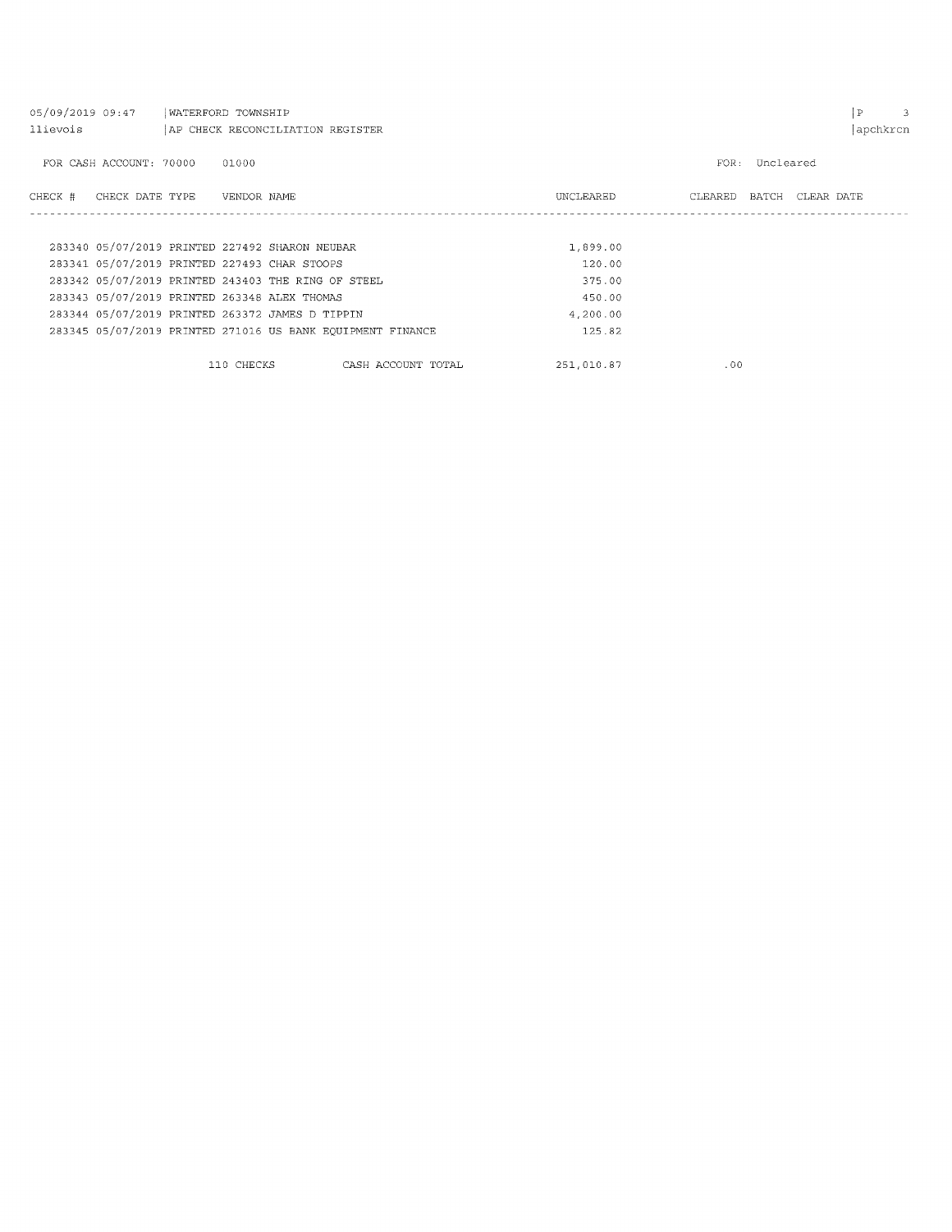05/09/2019 09:47 | WATERFORD TOWNSHIP
llievois | AP CHECK RECONCILIATION REGISTER

FOR CASH ACCOUNT: 70000 01000

FOR: Uncleared

| CHECK # | CHECK DATE | TYPE | VENDOR NAME | UNCLEARED | CLEARED | BATCH | CLEAR DATE |
|---|---|---|---|---|---|---|---|
| 283340 | 05/07/2019 | PRINTED | 227492 SHARON NEUBAR | 1,899.00 | | | |
| 283341 | 05/07/2019 | PRINTED | 227493 CHAR STOOPS | 120.00 | | | |
| 283342 | 05/07/2019 | PRINTED | 243403 THE RING OF STEEL | 375.00 | | | |
| 283343 | 05/07/2019 | PRINTED | 263348 ALEX THOMAS | 450.00 | | | |
| 283344 | 05/07/2019 | PRINTED | 263372 JAMES D TIPPIN | 4,200.00 | | | |
| 283345 | 05/07/2019 | PRINTED | 271016 US BANK EQUIPMENT FINANCE | 125.82 | | | |
| | | 110 CHECKS | CASH ACCOUNT TOTAL | 251,010.87 | .00 | | |